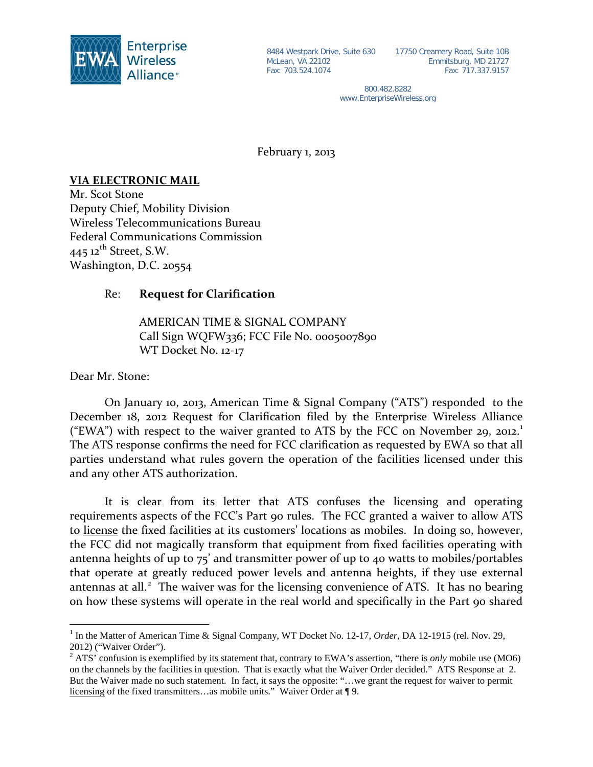Enterprise Wireless Alliance®

8484 Westpark Drive, Suite 630
McLean, VA 22102
Fax: 703.524.1074

17750 Creamery Road, Suite 10B
Emmitsburg, MD 21727
Fax: 717.337.9157

800.482.8282
www.EnterpriseWireless.org

February 1, 2013

**VIA ELECTRONIC MAIL**
Mr. Scot Stone
Deputy Chief, Mobility Division
Wireless Telecommunications Bureau
Federal Communications Commission
445 12th Street, S.W.
Washington, D.C. 20554

Re: **Request for Clarification**

AMERICAN TIME & SIGNAL COMPANY
Call Sign WQFW336; FCC File No. 0005007890
WT Docket No. 12-17

Dear Mr. Stone:

On January 10, 2013, American Time & Signal Company ("ATS") responded to the December 18, 2012 Request for Clarification filed by the Enterprise Wireless Alliance ("EWA") with respect to the waiver granted to ATS by the FCC on November 29, 2012.[1] The ATS response confirms the need for FCC clarification as requested by EWA so that all parties understand what rules govern the operation of the facilities licensed under this and any other ATS authorization.

It is clear from its letter that ATS confuses the licensing and operating requirements aspects of the FCC's Part 90 rules. The FCC granted a waiver to allow ATS to license the fixed facilities at its customers' locations as mobiles. In doing so, however, the FCC did not magically transform that equipment from fixed facilities operating with antenna heights of up to 75' and transmitter power of up to 40 watts to mobiles/portables that operate at greatly reduced power levels and antenna heights, if they use external antennas at all.[2] The waiver was for the licensing convenience of ATS. It has no bearing on how these systems will operate in the real world and specifically in the Part 90 shared

---

[1] In the Matter of American Time & Signal Company, WT Docket No. 12-17, *Order*, DA 12-1915 (rel. Nov. 29, 2012) ("Waiver Order").

[2] ATS' confusion is exemplified by its statement that, contrary to EWA's assertion, "there is *only* mobile use (MO6) on the channels by the facilities in question. That is exactly what the Waiver Order decided." ATS Response at 2. But the Waiver made no such statement. In fact, it says the opposite: "…we grant the request for waiver to permit licensing of the fixed transmitters…as mobile units." Waiver Order at ¶ 9.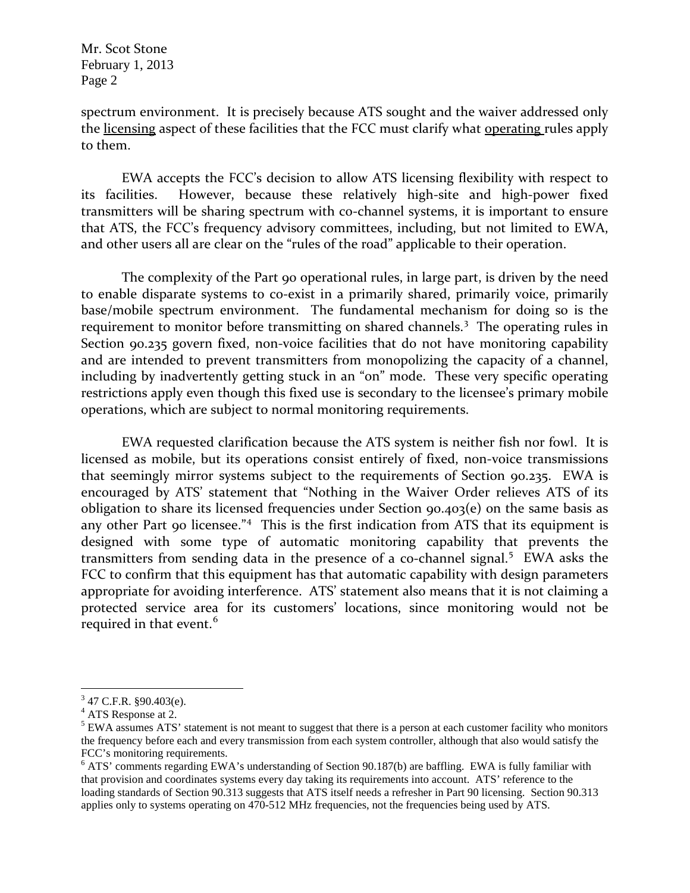spectrum environment. It is precisely because ATS sought and the waiver addressed only the licensing aspect of these facilities that the FCC must clarify what operating rules apply to them.

EWA accepts the FCC's decision to allow ATS licensing flexibility with respect to its facilities. However, because these relatively high-site and high-power fixed transmitters will be sharing spectrum with co-channel systems, it is important to ensure that ATS, the FCC's frequency advisory committees, including, but not limited to EWA, and other users all are clear on the "rules of the road" applicable to their operation.

The complexity of the Part 90 operational rules, in large part, is driven by the need to enable disparate systems to co-exist in a primarily shared, primarily voice, primarily base/mobile spectrum environment. The fundamental mechanism for doing so is the requirement to monitor before transmitting on shared channels.[3] The operating rules in Section 90.235 govern fixed, non-voice facilities that do not have monitoring capability and are intended to prevent transmitters from monopolizing the capacity of a channel, including by inadvertently getting stuck in an "on" mode. These very specific operating restrictions apply even though this fixed use is secondary to the licensee's primary mobile operations, which are subject to normal monitoring requirements.

EWA requested clarification because the ATS system is neither fish nor fowl. It is licensed as mobile, but its operations consist entirely of fixed, non-voice transmissions that seemingly mirror systems subject to the requirements of Section 90.235. EWA is encouraged by ATS' statement that "Nothing in the Waiver Order relieves ATS of its obligation to share its licensed frequencies under Section 90.403(e) on the same basis as any other Part 90 licensee."[4] This is the first indication from ATS that its equipment is designed with some type of automatic monitoring capability that prevents the transmitters from sending data in the presence of a co-channel signal.[5] EWA asks the FCC to confirm that this equipment has that automatic capability with design parameters appropriate for avoiding interference. ATS' statement also means that it is not claiming a protected service area for its customers' locations, since monitoring would not be required in that event.[6]

---

[3] 47 C.F.R. §90.403(e).

[4] ATS Response at 2.

[5] EWA assumes ATS' statement is not meant to suggest that there is a person at each customer facility who monitors the frequency before each and every transmission from each system controller, although that also would satisfy the FCC's monitoring requirements.

[6] ATS' comments regarding EWA's understanding of Section 90.187(b) are baffling. EWA is fully familiar with that provision and coordinates systems every day taking its requirements into account. ATS' reference to the loading standards of Section 90.313 suggests that ATS itself needs a refresher in Part 90 licensing. Section 90.313 applies only to systems operating on 470-512 MHz frequencies, not the frequencies being used by ATS.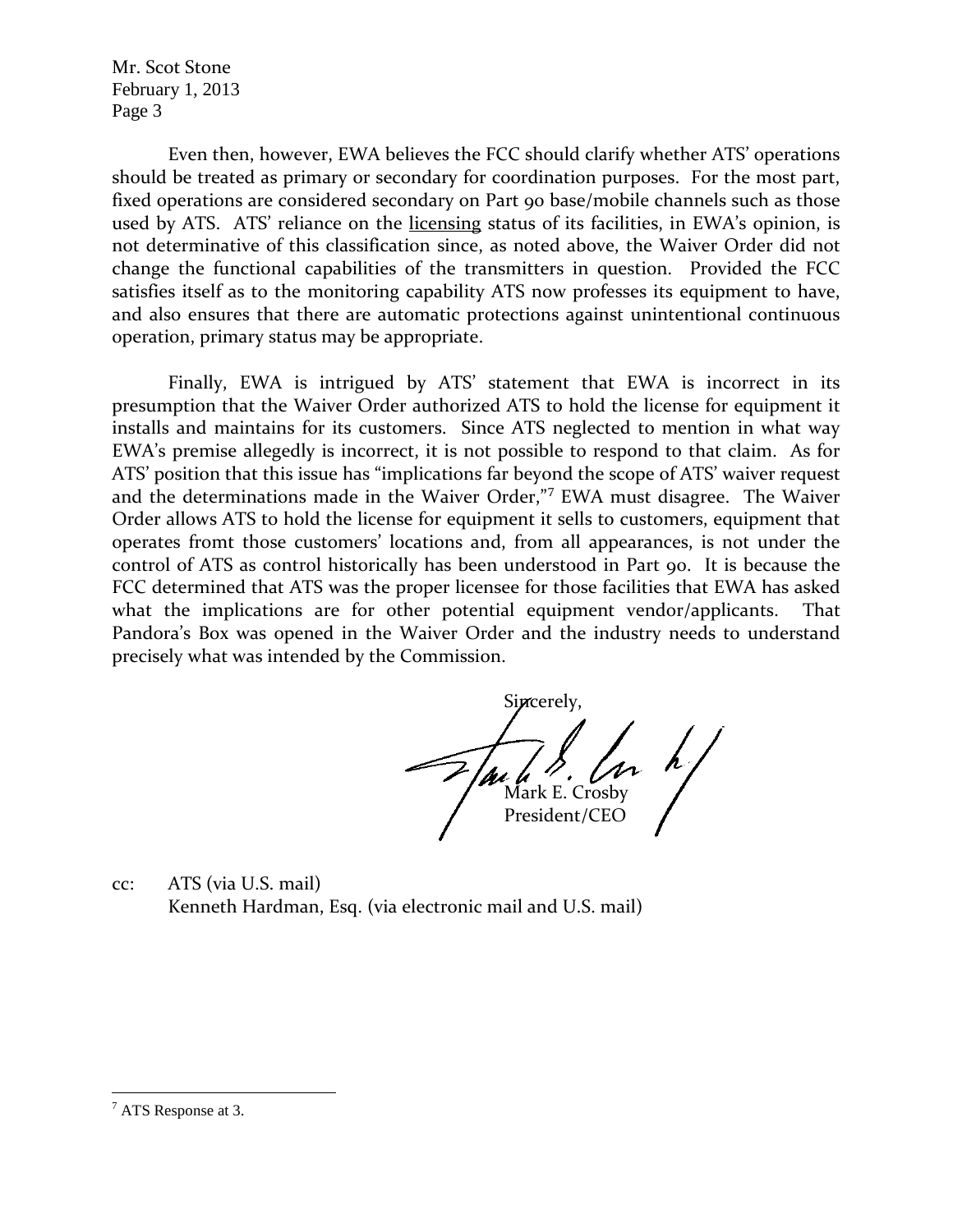Mr. Scot Stone
February 1, 2013

Even then, however, EWA believes the FCC should clarify whether ATS' operations should be treated as primary or secondary for coordination purposes. For the most part, fixed operations are considered secondary on Part 90 base/mobile channels such as those used by ATS. ATS' reliance on the licensing status of its facilities, in EWA's opinion, is not determinative of this classification since, as noted above, the Waiver Order did not change the functional capabilities of the transmitters in question. Provided the FCC satisfies itself as to the monitoring capability ATS now professes its equipment to have, and also ensures that there are automatic protections against unintentional continuous operation, primary status may be appropriate.

Finally, EWA is intrigued by ATS' statement that EWA is incorrect in its presumption that the Waiver Order authorized ATS to hold the license for equipment it installs and maintains for its customers. Since ATS neglected to mention in what way EWA's premise allegedly is incorrect, it is not possible to respond to that claim. As for ATS' position that this issue has "implications far beyond the scope of ATS' waiver request and the determinations made in the Waiver Order,"[7] EWA must disagree. The Waiver Order allows ATS to hold the license for equipment it sells to customers, equipment that operates fromt those customers' locations and, from all appearances, is not under the control of ATS as control historically has been understood in Part 90. It is because the FCC determined that ATS was the proper licensee for those facilities that EWA has asked what the implications are for other potential equipment vendor/applicants. That Pandora's Box was opened in the Waiver Order and the industry needs to understand precisely what was intended by the Commission.

Sincerely,

Mark E. Crosby
President/CEO

cc: ATS (via U.S. mail)
Kenneth Hardman, Esq. (via electronic mail and U.S. mail)

[7] ATS Response at 3.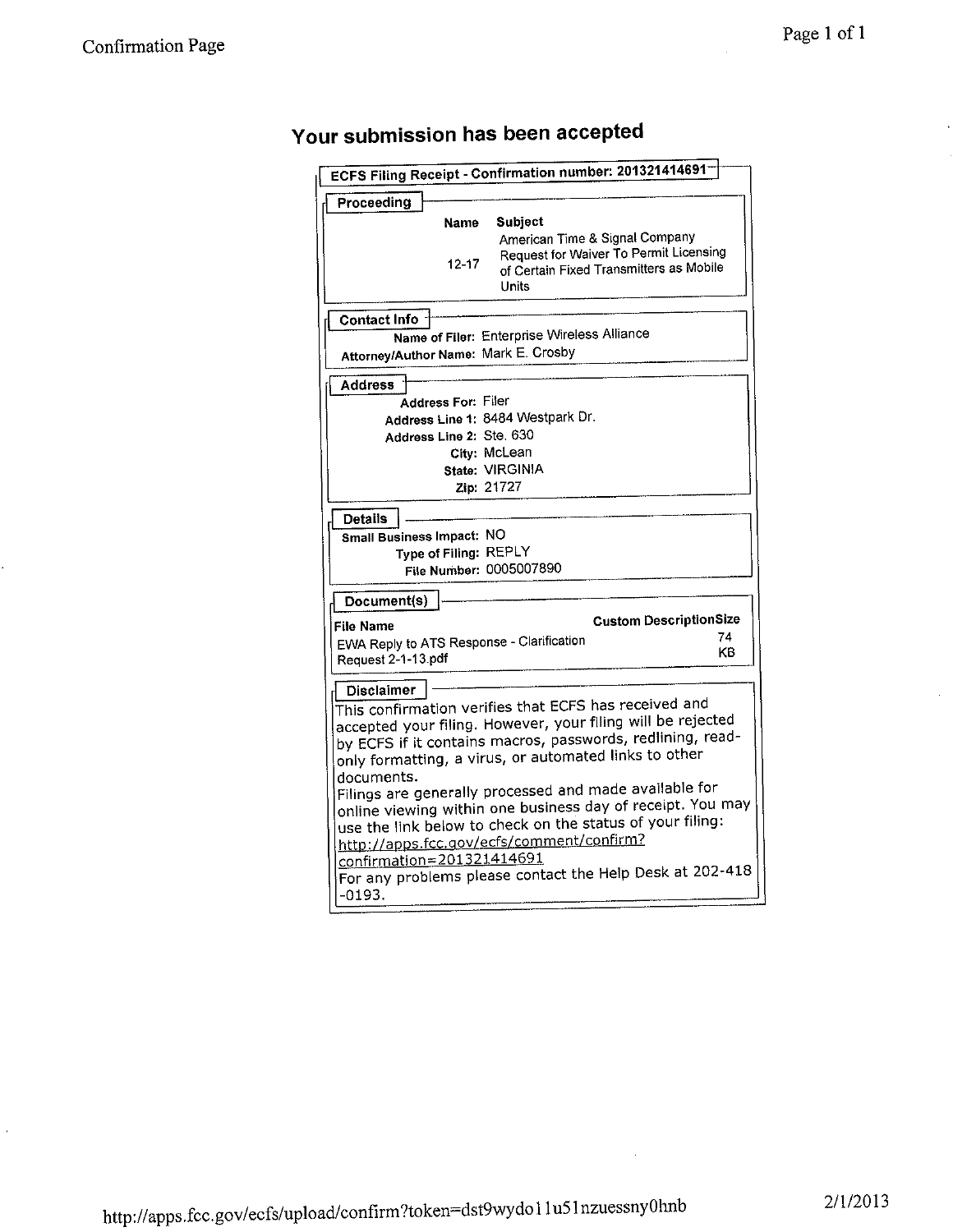# Your submission has been accepted

**ECFS Filing Receipt - Confirmation number: 201321414691**

**Proceeding**

| Name | Subject |
|---|---|
| 12-17 | American Time & Signal Company Request for Waiver To Permit Licensing of Certain Fixed Transmitters as Mobile Units |

**Contact Info**

**Name of Filer:** Enterprise Wireless Alliance
**Attorney/Author Name:** Mark E. Crosby

**Address**

**Address For:** Filer
**Address Line 1:** 8484 Westpark Dr.
**Address Line 2:** Ste. 630
**City:** McLean
**State:** VIRGINIA
**Zip:** 21727

**Details**

**Small Business Impact:** NO
**Type of Filing:** REPLY
**File Number:** 0005007890

**Document(s)**

| File Name | Custom Description | Size |
|---|---|---|
| EWA Reply to ATS Response - Clarification Request 2-1-13.pdf | | 74 KB |

**Disclaimer**

This confirmation verifies that ECFS has received and accepted your filing. However, your filing will be rejected by ECFS if it contains macros, passwords, redlining, read-only formatting, a virus, or automated links to other documents.
Filings are generally processed and made available for online viewing within one business day of receipt. You may use the link below to check on the status of your filing:
http://apps.fcc.gov/ecfs/comment/confirm?confirmation=201321414691
For any problems please contact the Help Desk at 202-418-0193.